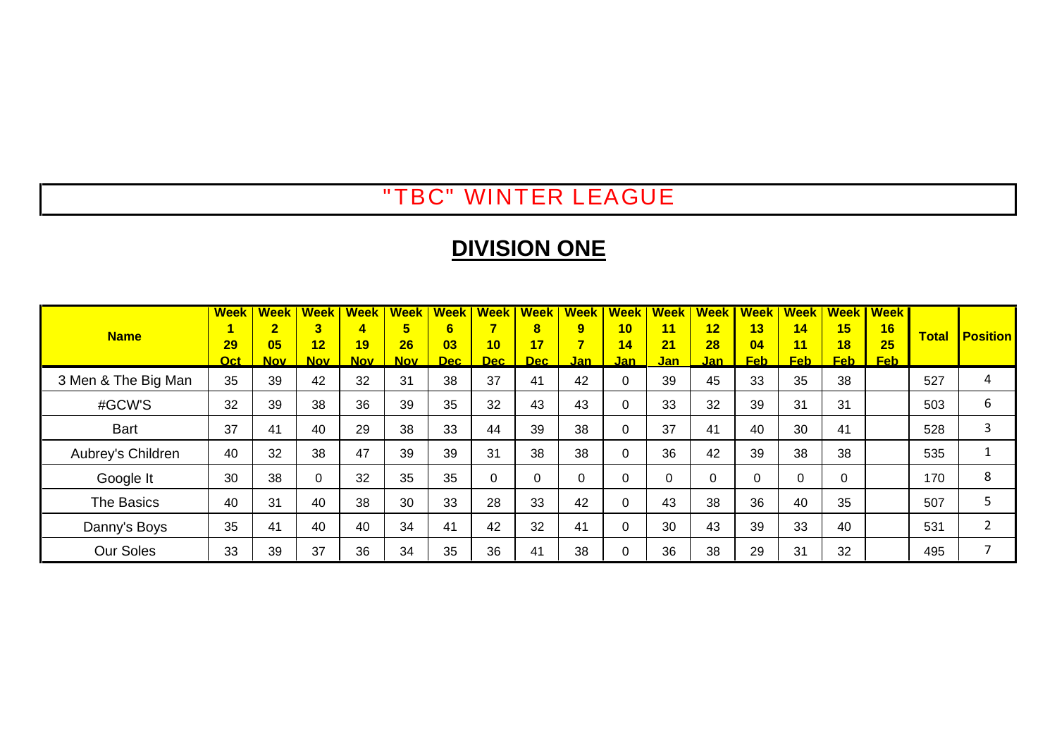# "TBC" WINTER LEAGUE

## DIVISION ONE

| Name | Week 1 29 Oct | Week 2 05 Nov | Week 3 12 Nov | Week 4 19 Nov | Week 5 26 Nov | Week 6 03 Dec | Week 7 10 Dec | Week 8 17 Dec | Week 9 7 Jan | Week 10 14 Jan | Week 11 21 Jan | Week 12 28 Jan | Week 13 04 Feb | Week 14 11 Feb | Week 15 18 Feb | Week 16 25 Feb | Total | Position |
|---|---|---|---|---|---|---|---|---|---|---|---|---|---|---|---|---|---|---|
| 3 Men & The Big Man | 35 | 39 | 42 | 32 | 31 | 38 | 37 | 41 | 42 | 0 | 39 | 45 | 33 | 35 | 38 | | 527 | 4 |
| #GCW'S | 32 | 39 | 38 | 36 | 39 | 35 | 32 | 43 | 43 | 0 | 33 | 32 | 39 | 31 | 31 | | 503 | 6 |
| Bart | 37 | 41 | 40 | 29 | 38 | 33 | 44 | 39 | 38 | 0 | 37 | 41 | 40 | 30 | 41 | | 528 | 3 |
| Aubrey's Children | 40 | 32 | 38 | 47 | 39 | 39 | 31 | 38 | 38 | 0 | 36 | 42 | 39 | 38 | 38 | | 535 | 1 |
| Google It | 30 | 38 | 0 | 32 | 35 | 35 | 0 | 0 | 0 | 0 | 0 | 0 | 0 | 0 | 0 | | 170 | 8 |
| The Basics | 40 | 31 | 40 | 38 | 30 | 33 | 28 | 33 | 42 | 0 | 43 | 38 | 36 | 40 | 35 | | 507 | 5 |
| Danny's Boys | 35 | 41 | 40 | 40 | 34 | 41 | 42 | 32 | 41 | 0 | 30 | 43 | 39 | 33 | 40 | | 531 | 2 |
| Our Soles | 33 | 39 | 37 | 36 | 34 | 35 | 36 | 41 | 38 | 0 | 36 | 38 | 29 | 31 | 32 | | 495 | 7 |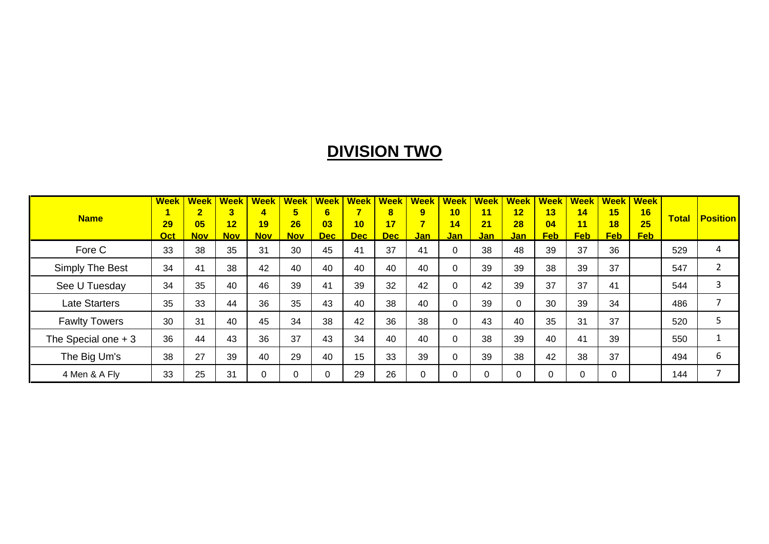# DIVISION TWO

| Name | Week 1 29 Oct | Week 2 05 Nov | Week 3 12 Nov | Week 4 19 Nov | Week 5 26 Nov | Week 6 03 Dec | Week 7 10 Dec | Week 8 17 Dec | Week 9 7 Jan | Week 10 14 Jan | Week 11 21 Jan | Week 12 28 Jan | Week 13 04 Feb | Week 14 11 Feb | Week 15 18 Feb | Week 16 25 Feb | Total | Position |
|---|---|---|---|---|---|---|---|---|---|---|---|---|---|---|---|---|---|---|
| Fore C | 33 | 38 | 35 | 31 | 30 | 45 | 41 | 37 | 41 | 0 | 38 | 48 | 39 | 37 | 36 | | 529 | 4 |
| Simply The Best | 34 | 41 | 38 | 42 | 40 | 40 | 40 | 40 | 40 | 0 | 39 | 39 | 38 | 39 | 37 | | 547 | 2 |
| See U Tuesday | 34 | 35 | 40 | 46 | 39 | 41 | 39 | 32 | 42 | 0 | 42 | 39 | 37 | 37 | 41 | | 544 | 3 |
| Late Starters | 35 | 33 | 44 | 36 | 35 | 43 | 40 | 38 | 40 | 0 | 39 | 0 | 30 | 39 | 34 | | 486 | 7 |
| Fawlty Towers | 30 | 31 | 40 | 45 | 34 | 38 | 42 | 36 | 38 | 0 | 43 | 40 | 35 | 31 | 37 | | 520 | 5 |
| The Special one + 3 | 36 | 44 | 43 | 36 | 37 | 43 | 34 | 40 | 40 | 0 | 38 | 39 | 40 | 41 | 39 | | 550 | 1 |
| The Big Um's | 38 | 27 | 39 | 40 | 29 | 40 | 15 | 33 | 39 | 0 | 39 | 38 | 42 | 38 | 37 | | 494 | 6 |
| 4 Men & A Fly | 33 | 25 | 31 | 0 | 0 | 0 | 29 | 26 | 0 | 0 | 0 | 0 | 0 | 0 | 0 | | 144 | 7 |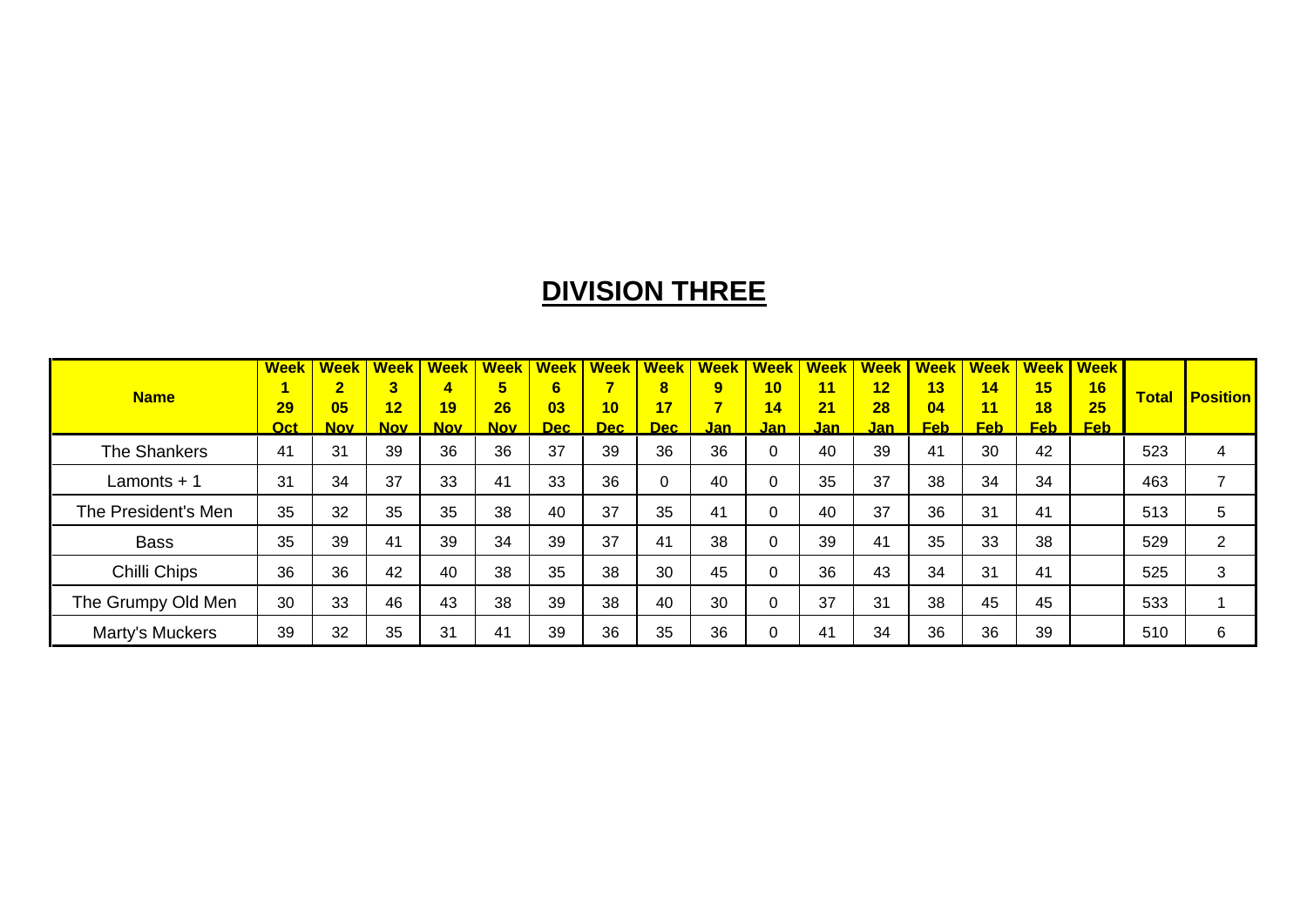# DIVISION THREE

| Name | Week 1 29 Oct | Week 2 05 Nov | Week 3 12 Nov | Week 4 19 Nov | Week 5 26 Nov | Week 6 03 Dec | Week 7 10 Dec | Week 8 17 Dec | Week 9 7 Jan | Week 10 14 Jan | Week 11 21 Jan | Week 12 28 Jan | Week 13 04 Feb | Week 14 11 Feb | Week 15 18 Feb | Week 16 25 Feb | Total | Position |
|---|---|---|---|---|---|---|---|---|---|---|---|---|---|---|---|---|---|---|
| The Shankers | 41 | 31 | 39 | 36 | 36 | 37 | 39 | 36 | 36 | 0 | 40 | 39 | 41 | 30 | 42 | | 523 | 4 |
| Lamonts + 1 | 31 | 34 | 37 | 33 | 41 | 33 | 36 | 0 | 40 | 0 | 35 | 37 | 38 | 34 | 34 | | 463 | 7 |
| The President's Men | 35 | 32 | 35 | 35 | 38 | 40 | 37 | 35 | 41 | 0 | 40 | 37 | 36 | 31 | 41 | | 513 | 5 |
| Bass | 35 | 39 | 41 | 39 | 34 | 39 | 37 | 41 | 38 | 0 | 39 | 41 | 35 | 33 | 38 | | 529 | 2 |
| Chilli Chips | 36 | 36 | 42 | 40 | 38 | 35 | 38 | 30 | 45 | 0 | 36 | 43 | 34 | 31 | 41 | | 525 | 3 |
| The Grumpy Old Men | 30 | 33 | 46 | 43 | 38 | 39 | 38 | 40 | 30 | 0 | 37 | 31 | 38 | 45 | 45 | | 533 | 1 |
| Marty's Muckers | 39 | 32 | 35 | 31 | 41 | 39 | 36 | 35 | 36 | 0 | 41 | 34 | 36 | 36 | 39 | | 510 | 6 |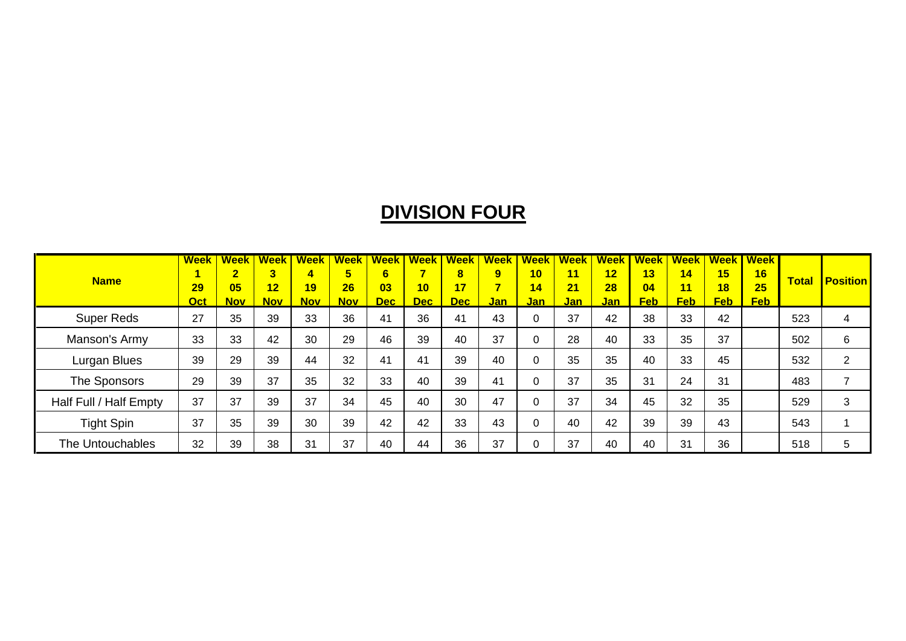# DIVISION FOUR

| Name | Week 1 29 Oct | Week 2 05 Nov | Week 3 12 Nov | Week 4 19 Nov | Week 5 26 Nov | Week 6 03 Dec | Week 7 10 Dec | Week 8 17 Dec | Week 9 7 Jan | Week 10 14 Jan | Week 11 21 Jan | Week 12 28 Jan | Week 13 04 Feb | Week 14 11 Feb | Week 15 18 Feb | Week 16 25 Feb | Total | Position |
|---|---|---|---|---|---|---|---|---|---|---|---|---|---|---|---|---|---|---|
| Super Reds | 27 | 35 | 39 | 33 | 36 | 41 | 36 | 41 | 43 | 0 | 37 | 42 | 38 | 33 | 42 | | 523 | 4 |
| Manson's Army | 33 | 33 | 42 | 30 | 29 | 46 | 39 | 40 | 37 | 0 | 28 | 40 | 33 | 35 | 37 | | 502 | 6 |
| Lurgan Blues | 39 | 29 | 39 | 44 | 32 | 41 | 41 | 39 | 40 | 0 | 35 | 35 | 40 | 33 | 45 | | 532 | 2 |
| The Sponsors | 29 | 39 | 37 | 35 | 32 | 33 | 40 | 39 | 41 | 0 | 37 | 35 | 31 | 24 | 31 | | 483 | 7 |
| Half Full / Half Empty | 37 | 37 | 39 | 37 | 34 | 45 | 40 | 30 | 47 | 0 | 37 | 34 | 45 | 32 | 35 | | 529 | 3 |
| Tight Spin | 37 | 35 | 39 | 30 | 39 | 42 | 42 | 33 | 43 | 0 | 40 | 42 | 39 | 39 | 43 | | 543 | 1 |
| The Untouchables | 32 | 39 | 38 | 31 | 37 | 40 | 44 | 36 | 37 | 0 | 37 | 40 | 40 | 31 | 36 | | 518 | 5 |